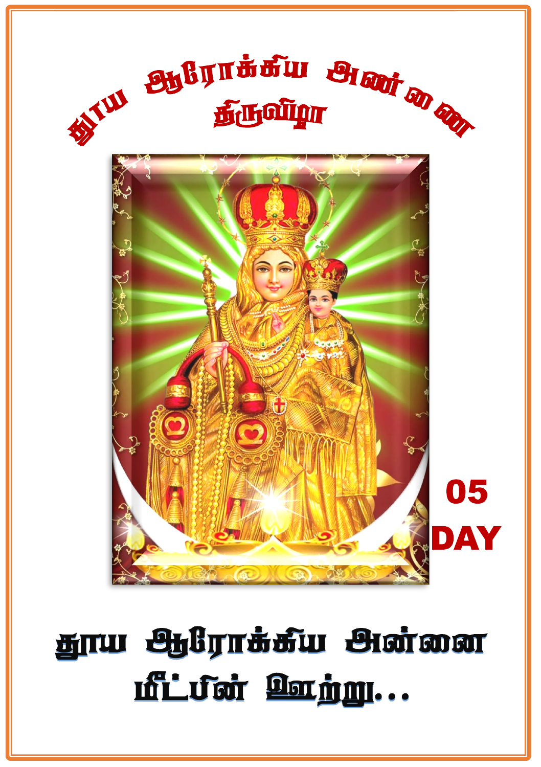# தூய ஆரோக்கிய அன்னை திருவிழா

05 DAY

## தூய ஆரோக்கிய அன்னை மீட்பின் ஊற்று...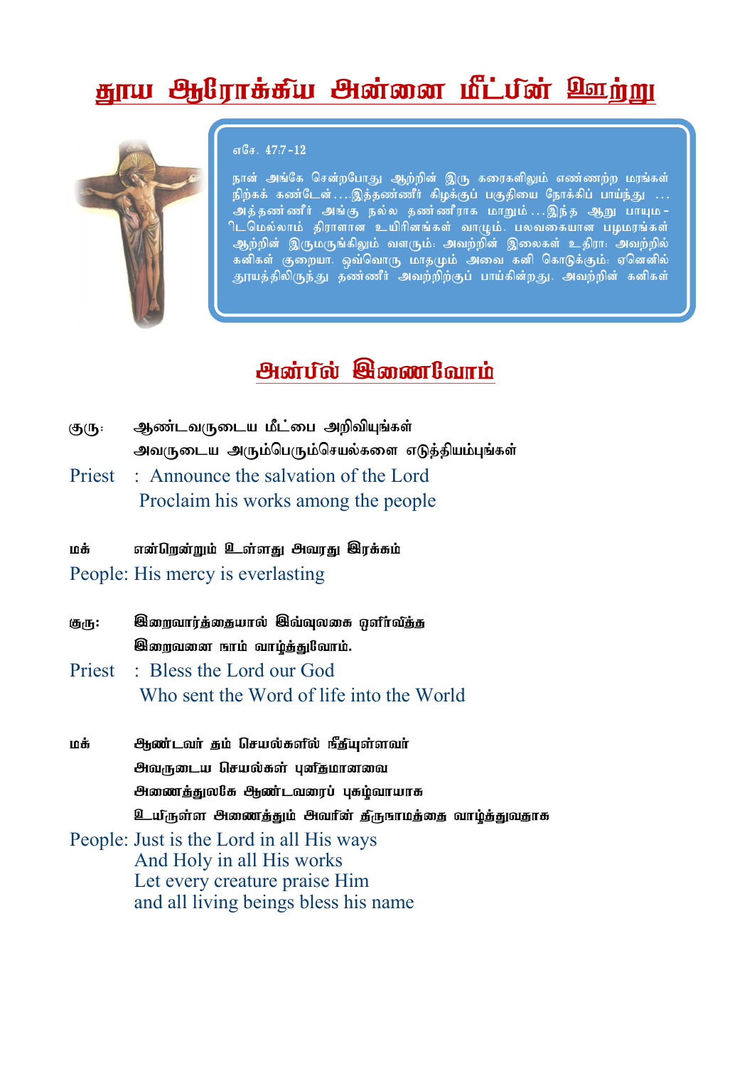# தூய ஆரோக்கிய அன்னை மீட்பின் ஊற்று

எசே. 47:7-12

நான் அங்கே சென்றபோது ஆற்றின் இரு கரைகளிலும் எண்ணற்ற மரங்கள் நிற்கக் கண்டேன்....இத்தண்ணீர் கிழக்குப் பகுதியை நோக்கிப் பாய்ந்து ... அத்தண்ணீர் அங்கு நல்ல தண்ணீராக மாறும்...இந்த ஆறு பாயுமிடமெல்லாம் திரளான உயிரினங்கள் வாழும். பலவகையான பழமரங்கள் ஆற்றின் இருமருங்கிலும் வளரும்; அவற்றின் இலைகள் உதிரா; அவற்றில் கனிகள் குறையா. ஒவ்வொரு மாதமும் அவை கனி கொடுக்கும்; ஏனெனில் தூயத்திலிருந்து தண்ணீர் அவற்றிற்குப் பாய்கின்றது. அவற்றின் கனிகள்

## அன்பில் இணைவோம்

**குரு:** ஆண்டவருடைய மீட்பை அறிவியுங்கள்
அவருடைய அரும்பெரும்செயல்களை எடுத்தியம்புங்கள்

Priest : Announce the salvation of the Lord
Proclaim his works among the people

**மக்:** என்றென்றும் உள்ளது அவரது இரக்கம்

People: His mercy is everlasting

**குரு:** இறைவார்த்தையால் இவ்வுலகை ஒளிர்வித்த
இறைவனை நாம் வாழ்த்துவோம்.

Priest : Bless the Lord our God
Who sent the Word of life into the World

**மக்:** ஆண்டவர் தம் செயல்களில் நீதியுள்ளவர்
அவருடைய செயல்கள் புனிதமானவை
அனைத்துலகே ஆண்டவரைப் புகழ்வாயாக
உயிருள்ள அனைத்தும் அவரின் திருநாமத்தை வாழ்த்துவதாக

People: Just is the Lord in all His ways
And Holy in all His works
Let every creature praise Him
and all living beings bless his name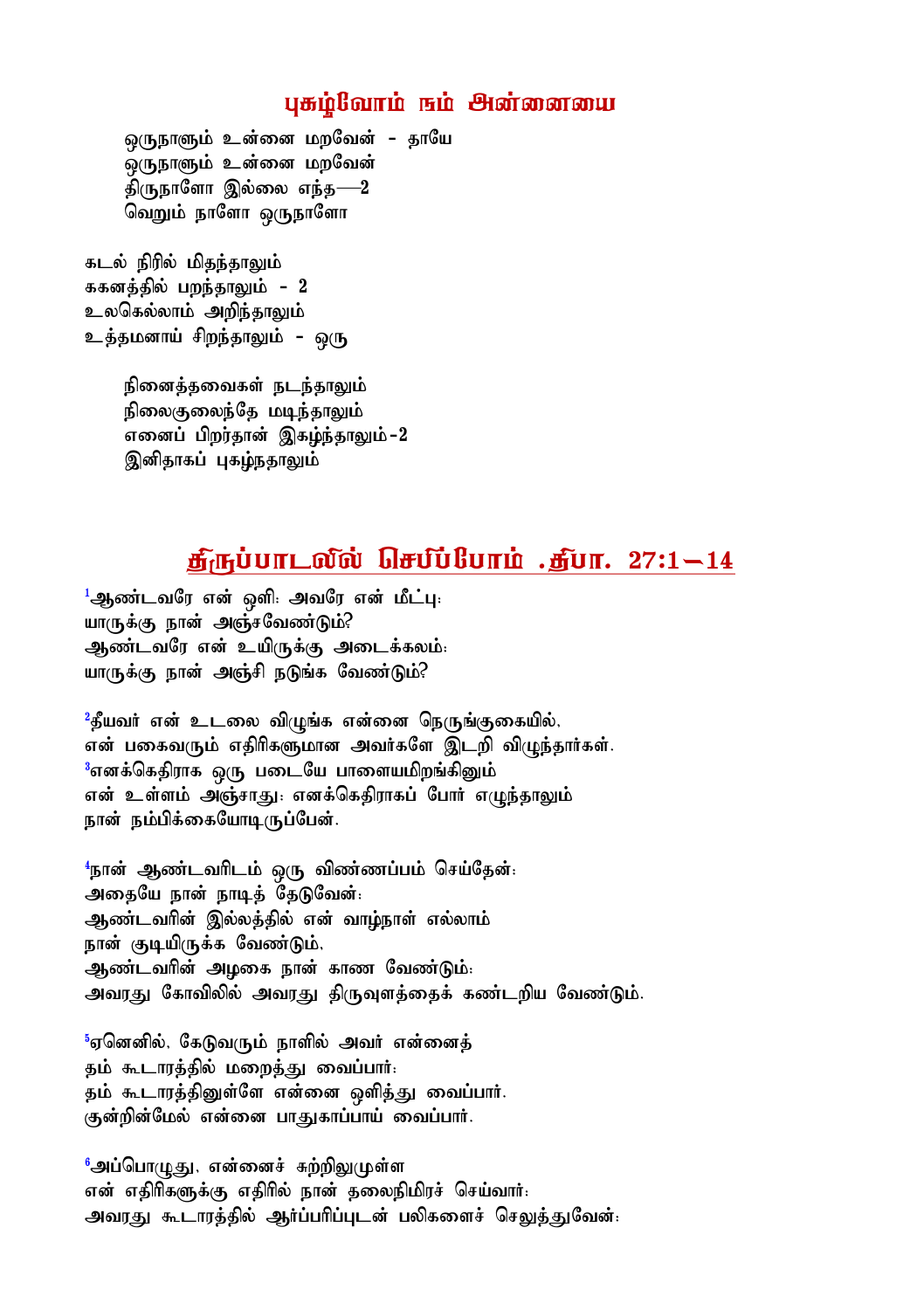## புகழ்வோம் நம் அன்னையை

ஒருநாளும் உன்னை மறவேன் - தாயே
ஒருநாளும் உன்னை மறவேன்
திருநாளோ இல்லை எந்த—2
வெறும் நாளோ ஒருநாளோ

கடல் நீரில் மிதந்தாலும்
ககனத்தில் பறந்தாலும் - 2
உலகெல்லாம் அறிந்தாலும்
உத்தமனாய் சிறந்தாலும் - ஒரு

நினைத்தவைகள் நடந்தாலும்
நிலைகுலைந்தே மடிந்தாலும்
எனைப் பிறர்தான் இகழ்ந்தாலும்-2
இனிதாகப் புகழ்நதாலும்

## திருப்பாடலில் செபிப்போம் .திபா. 27:1—14

[1]ஆண்டவரே என் ஒளி; அவரே என் மீட்பு;
யாருக்கு நான் அஞ்சவேண்டும்?
ஆண்டவரே என் உயிருக்கு அடைக்கலம்;
யாருக்கு நான் அஞ்சி நடுங்க வேண்டும்?

[2]தீயவர் என் உடலை விழுங்க என்னை நெருங்குகையில்,
என் பகைவரும் எதிரிகளுமான அவர்களே இடறி விழுந்தார்கள்.
[3]எனக்கெதிராக ஒரு படையே பாளையமிறங்கினும்
என் உள்ளம் அஞ்சாது; எனக்கெதிராகப் போர் எழுந்தாலும்
நான் நம்பிக்கையோடிருப்பேன்.

[4]நான் ஆண்டவரிடம் ஒரு விண்ணப்பம் செய்தேன்;
அதையே நான் நாடித் தேடுவேன்;
ஆண்டவரின் இல்லத்தில் என் வாழ்நாள் எல்லாம்
நான் குடியிருக்க வேண்டும்,
ஆண்டவரின் அழகை நான் காண வேண்டும்;
அவரது கோவிலில் அவரது திருவுளத்தைக் கண்டறிய வேண்டும்.

[5]ஏனெனில், கேடுவரும் நாளில் அவர் என்னைத்
தம் கூடாரத்தில் மறைத்து வைப்பார்;
தம் கூடாரத்தினுள்ளே என்னை ஒளித்து வைப்பார்.
குன்றின்மேல் என்னை பாதுகாப்பாய் வைப்பார்.

[6]அப்பொழுது, என்னைச் சுற்றிலுமுள்ள
என் எதிரிகளுக்கு எதிரில் நான் தலைநிமிரச் செய்வார்;
அவரது கூடாரத்தில் ஆர்ப்பரிப்புடன் பலிகளைச் செலுத்துவேன்;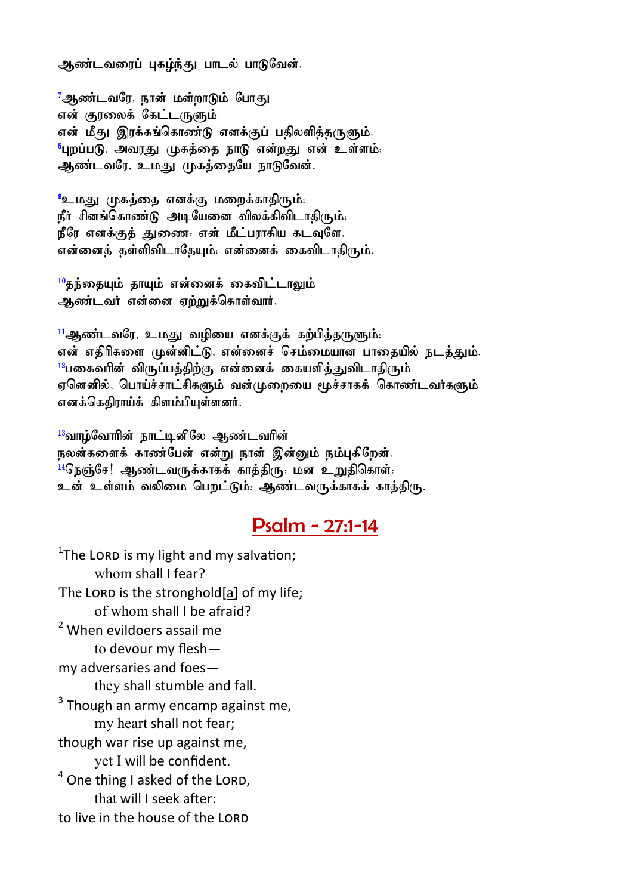ஆண்டவரைப் புகழ்ந்து பாடல் பாடுவேன்.

[7]ஆண்டவரே, நான் மன்றாடும் போது
என் குரலைக் கேட்டருளும்
என் மீது இரக்கங்கொண்டு எனக்குப் பதிலளித்தருளும்.
[8]புறப்படு, அவரது முகத்தை நாடு என்றது என் உள்ளம்;
ஆண்டவரே, உமது முகத்தையே நாடுவேன்.

[9]உமது முகத்தை எனக்கு மறைக்காதிரும்;
நீர் சினங்கொண்டு அடியேனை விலக்கிவிடாதிரும்;
நீரே எனக்குத் துணை; என் மீட்பராகிய கடவுளே,
என்னைத் தள்ளிவிடாதேயும்; என்னைக் கைவிடாதிரும்.

[10]தந்தையும் தாயும் என்னைக் கைவிட்டாலும்
ஆண்டவர் என்னை ஏற்றுக்கொள்வார்.

[11]ஆண்டவரே, உமது வழியை எனக்குக் கற்பித்தருளும்;
என் எதிரிகளை முன்னிட்டு, என்னைச் செம்மையான பாதையில் நடத்தும்.
[12]பகைவரின் விருப்பத்திற்கு என்னைக் கையளித்துவிடாதிரும்
ஏனெனில், பொய்ச்சாட்சிகளும் வன்முறையை மூச்சாகக் கொண்டவர்களும்
எனக்கெதிராய்க் கிளம்பியுள்ளனர்.

[13]வாழ்வோரின் நாட்டினிலே ஆண்டவரின்
நலன்களைக் காண்பேன் என்று நான் இன்னும் நம்புகிறேன்.
[14]நெஞ்சே! ஆண்டவருக்காகக் காத்திரு; மன உறுதிகொள்;
உன் உள்ளம் வலிமை பெறட்டும்; ஆண்டவருக்காகக் காத்திரு.

## Psalm - 27:1-14

[1]The LORD is my light and my salvation;
whom shall I fear?
The LORD is the stronghold[a] of my life;
of whom shall I be afraid?
[2] When evildoers assail me
to devour my flesh—
my adversaries and foes—
they shall stumble and fall.
[3] Though an army encamp against me,
my heart shall not fear;
though war rise up against me,
yet I will be confident.
[4] One thing I asked of the LORD,
that will I seek after:
to live in the house of the LORD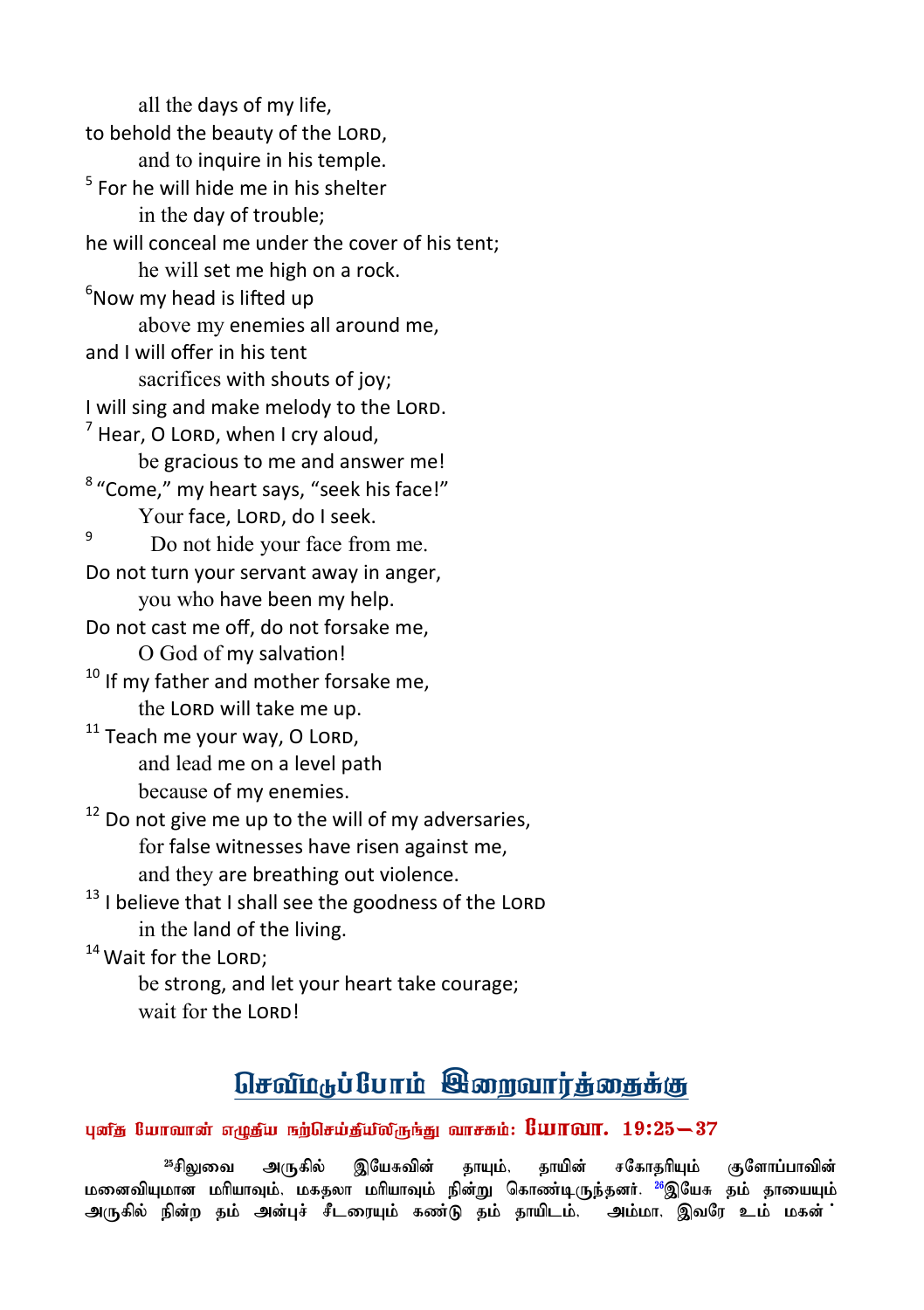all the days of my life,
to behold the beauty of the LORD,
and to inquire in his temple.
[5] For he will hide me in his shelter
in the day of trouble;
he will conceal me under the cover of his tent;
he will set me high on a rock.
[6]Now my head is lifted up
above my enemies all around me,
and I will offer in his tent
sacrifices with shouts of joy;
I will sing and make melody to the LORD.
[7] Hear, O LORD, when I cry aloud,
be gracious to me and answer me!
[8] “Come,” my heart says, “seek his face!”
Your face, LORD, do I seek.
[9] Do not hide your face from me.
Do not turn your servant away in anger,
you who have been my help.
Do not cast me off, do not forsake me,
O God of my salvation!
[10] If my father and mother forsake me,
the LORD will take me up.
[11] Teach me your way, O LORD,
and lead me on a level path
because of my enemies.
[12] Do not give me up to the will of my adversaries,
for false witnesses have risen against me,
and they are breathing out violence.
[13] I believe that I shall see the goodness of the LORD
in the land of the living.
[14] Wait for the LORD;
be strong, and let your heart take courage;
wait for the LORD!

## செவிமடுப்போம் இறைவார்த்தைக்கு

**புனித யோவான் எழுதிய நற்செய்தியிலிருந்து வாசகம்: யோவா. 19:25—37**

[25]சிலுவை அருகில் இயேசுவின் தாயும், தாயின் சகோதரியும் குளோப்பாவின் மனைவியுமான மரியாவும், மகதலா மரியாவும் நின்று கொண்டிருந்தனர். [26]இயேசு தம் தாயையும் அருகில் நின்ற தம் அன்புச் சீடரையும் கண்டு தம் தாயிடம், அம்மா, இவரே உம் மகன்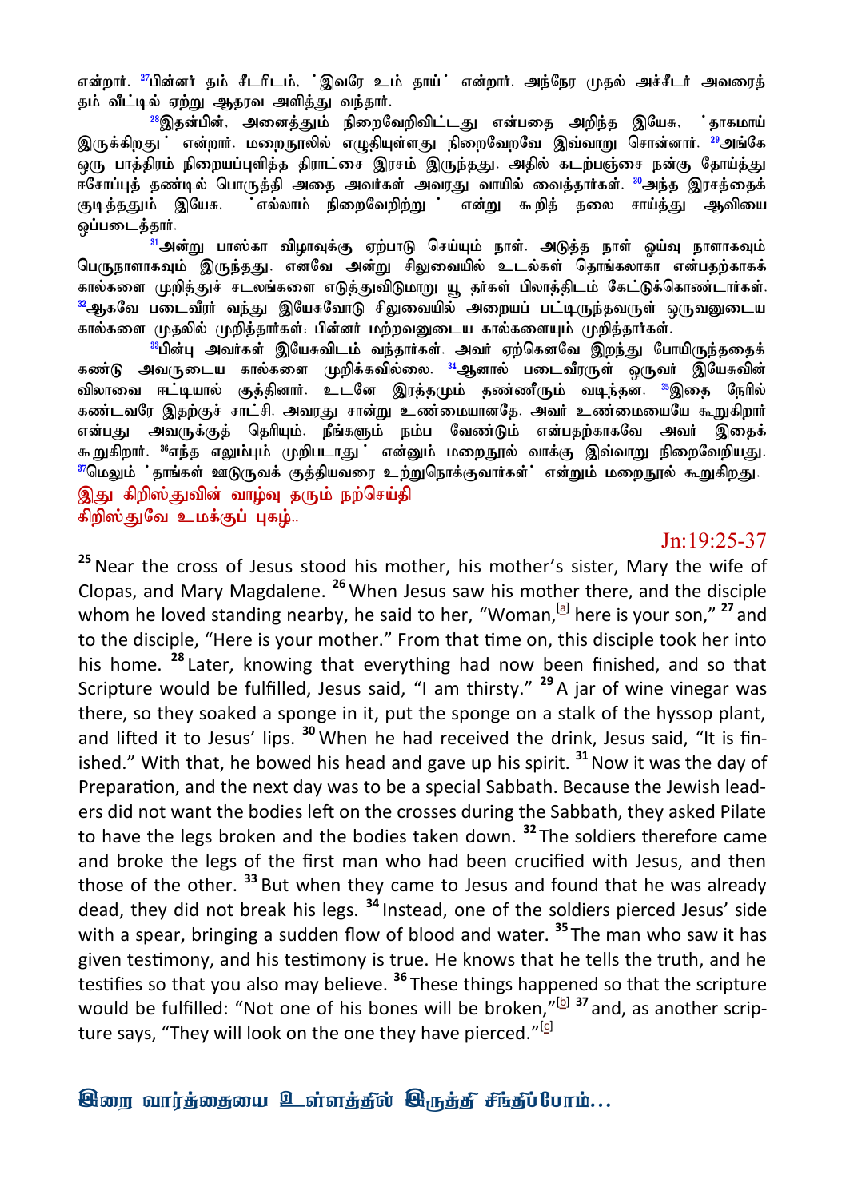என்றார். [27]பின்னர் தம் சீடரிடம், 'இவரே உம் தாய்' என்றார். அந்நேர முதல் அச்சீடர் அவரைத் தம் வீட்டில் ஏற்று ஆதரவு அளித்து வந்தார்.

[28]இதன்பின், அனைத்தும் நிறைவேறிவிட்டது என்பதை அறிந்த இயேசு, 'தாகமாய் இருக்கிறது' என்றார். மறைநூலில் எழுதியுள்ளது நிறைவேறவே இவ்வாறு சொன்னார். [29]அங்கே ஒரு பாத்திரம் நிறையப்புளித்த திராட்சை இரசம் இருந்தது. அதில் கடற்பஞ்சை நன்கு தோய்த்து ஈசோப்புத் தண்டில் பொருத்தி அதை அவர்கள் அவரது வாயில் வைத்தார்கள். [30]அந்த இரசத்தைக் குடித்ததும் இயேசு, 'எல்லாம் நிறைவேறிற்று' என்று கூறித் தலை சாய்த்து ஆவியை ஒப்படைத்தார்.

[31]அன்று பாஸ்கா விழாவுக்கு ஏற்பாடு செய்யும் நாள். அடுத்த நாள் ஓய்வு நாளாகவும் பெருநாளாகவும் இருந்தது. எனவே அன்று சிலுவையில் உடல்கள் தொங்கலாகா என்பதற்காகக் கால்களை முறித்துச் சடலங்களை எடுத்துவிடுமாறு யூதர்கள் பிலாத்திடம் கேட்டுக்கொண்டார்கள். [32]ஆகவே படைவீரர் வந்து இயேசுவோடு சிலுவையில் அறையப் பட்டிருந்தவருள் ஒருவனுடைய கால்களை முதலில் முறித்தார்கள்; பின்னர் மற்றவனுடைய கால்களையும் முறித்தார்கள்.

[33]பின்பு அவர்கள் இயேசுவிடம் வந்தார்கள். அவர் ஏற்கெனவே இறந்து போயிருந்ததைக் கண்டு அவருடைய கால்களை முறிக்கவில்லை. [34]ஆனால் படைவீரருள் ஒருவர் இயேசுவின் விலாவை ஈட்டியால் குத்தினார். உடனே இரத்தமும் தண்ணீரும் வடிந்தன. [35]இதை நேரில் கண்டவரே இதற்குச் சாட்சி. அவரது சான்று உண்மையானதே. அவர் உண்மையையே கூறுகிறார் என்பது அவருக்குத் தெரியும். நீங்களும் நம்ப வேண்டும் என்பதற்காகவே அவர் இதைக் கூறுகிறார். [36]'எந்த எலும்பும் முறிபடாது' என்னும் மறைநூல் வாக்கு இவ்வாறு நிறைவேறியது. [37]மேலும் 'தாங்கள் ஊடுருவக் குத்தியவரை உற்றுநோக்குவார்கள்' என்றும் மறைநூல் கூறுகிறது.

இது கிறிஸ்துவின் வாழ்வு தரும் நற்செய்தி
கிறிஸ்துவே உமக்குப் புகழ்..

Jn:19:25-37

[25] Near the cross of Jesus stood his mother, his mother's sister, Mary the wife of Clopas, and Mary Magdalene. [26] When Jesus saw his mother there, and the disciple whom he loved standing nearby, he said to her, "Woman,[a] here is your son," [27] and to the disciple, "Here is your mother." From that time on, this disciple took her into his home. [28] Later, knowing that everything had now been finished, and so that Scripture would be fulfilled, Jesus said, "I am thirsty." [29] A jar of wine vinegar was there, so they soaked a sponge in it, put the sponge on a stalk of the hyssop plant, and lifted it to Jesus' lips. [30] When he had received the drink, Jesus said, "It is finished." With that, he bowed his head and gave up his spirit. [31] Now it was the day of Preparation, and the next day was to be a special Sabbath. Because the Jewish leaders did not want the bodies left on the crosses during the Sabbath, they asked Pilate to have the legs broken and the bodies taken down. [32] The soldiers therefore came and broke the legs of the first man who had been crucified with Jesus, and then those of the other. [33] But when they came to Jesus and found that he was already dead, they did not break his legs. [34] Instead, one of the soldiers pierced Jesus' side with a spear, bringing a sudden flow of blood and water. [35] The man who saw it has given testimony, and his testimony is true. He knows that he tells the truth, and he testifies so that you also may believe. [36] These things happened so that the scripture would be fulfilled: "Not one of his bones will be broken,"[b] [37] and, as another scripture says, "They will look on the one they have pierced."[c]

**இறை வார்த்தையை உள்ளத்தில் இருத்தி சிந்திப்போம்...**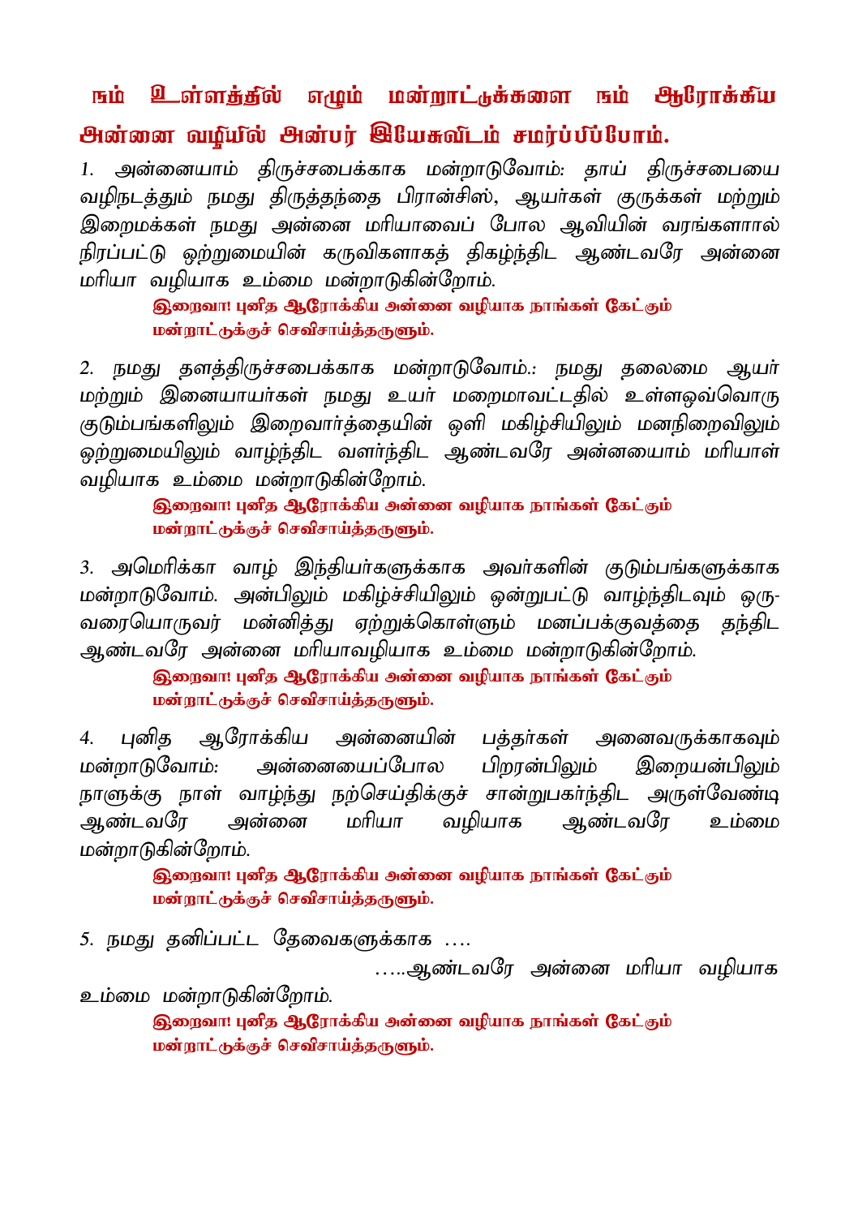## நம் உள்ளத்தில் எழும் மன்றாட்டுக்களை நம் ஆரோக்கிய அன்னை வழியில் அன்பர் இயேசுவிடம் சமர்ப்பிப்போம்.

1. அன்னையாம் திருச்சபைக்காக மன்றாடுவோம்: தாய் திருச்சபையை வழிநடத்தும் நமது திருத்தந்தை பிரான்சிஸ், ஆயர்கள் குருக்கள் மற்றும் இறைமக்கள் நமது அன்னை மரியாவைப் போல ஆவியின் வரங்களால் நிரப்பட்டு ஒற்றுமையின் கருவிகளாகத் திகழ்ந்திட ஆண்டவரே அன்னை மரியா வழியாக உம்மை மன்றாடுகின்றோம்.

**இறைவா! புனித ஆரோக்கிய அன்னை வழியாக நாங்கள் கேட்கும் மன்றாட்டுக்குச் செவிசாய்த்தருளும்.**

2. நமது தளத்திருச்சபைக்காக மன்றாடுவோம்.: நமது தலைமை ஆயர் மற்றும் இனையாயர்கள் நமது உயர் மறைமாவட்டதில் உள்ளஒவ்வொரு குடும்பங்களிலும் இறைவார்த்தையின் ஒளி மகிழ்ச்சியிலும் மனநிறைவிலும் ஒற்றுமையிலும் வாழ்ந்திட வளர்ந்திட ஆண்டவரே அன்னயைாம் மரியாள் வழியாக உம்மை மன்றாடுகின்றோம்.

**இறைவா! புனித ஆரோக்கிய அன்னை வழியாக நாங்கள் கேட்கும் மன்றாட்டுக்குச் செவிசாய்த்தருளும்.**

3. அமெரிக்கா வாழ் இந்தியர்களுக்காக அவர்களின் குடும்பங்களுக்காக மன்றாடுவோம். அன்பிலும் மகிழ்ச்சியிலும் ஒன்றுபட்டு வாழ்ந்திடவும் ஒருவரையொருவர் மன்னித்து ஏற்றுக்கொள்ளும் மனப்பக்குவத்தை தந்திட ஆண்டவரே அன்னை மரியாவழியாக உம்மை மன்றாடுகின்றோம்.

**இறைவா! புனித ஆரோக்கிய அன்னை வழியாக நாங்கள் கேட்கும் மன்றாட்டுக்குச் செவிசாய்த்தருளும்.**

4. புனித ஆரோக்கிய அன்னையின் பத்தர்கள் அனைவருக்காகவும் மன்றாடுவோம்: அன்னையைப்போல பிறரன்பிலும் இறையன்பிலும் நாளுக்கு நாள் வாழ்ந்து நற்செய்திக்குச் சான்றுபகர்ந்திட அருள்வேண்டி ஆண்டவரே அன்னை மரியா வழியாக ஆண்டவரே உம்மை மன்றாடுகின்றோம்.

**இறைவா! புனித ஆரோக்கிய அன்னை வழியாக நாங்கள் கேட்கும் மன்றாட்டுக்குச் செவிசாய்த்தருளும்.**

5. நமது தனிப்பட்ட தேவைகளுக்காக ….

…..ஆண்டவரே அன்னை மரியா வழியாக உம்மை மன்றாடுகின்றோம்.

**இறைவா! புனித ஆரோக்கிய அன்னை வழியாக நாங்கள் கேட்கும் மன்றாட்டுக்குச் செவிசாய்த்தருளும்.**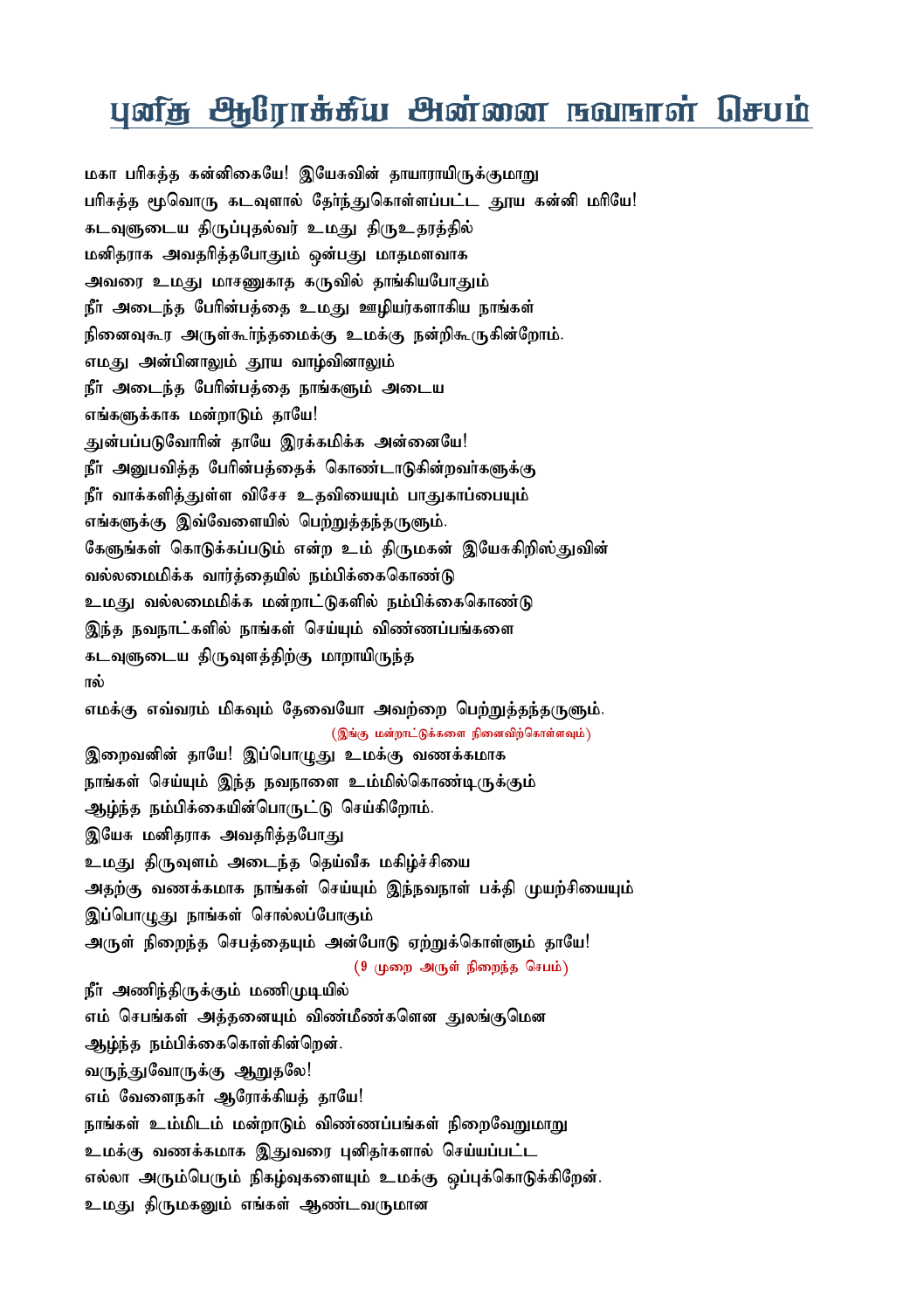# புனித ஆரோக்கிய அன்னை நவநாள் செபம்

மகா பரிசுத்த கன்னிகையே! இயேசுவின் தாயாராயிருக்குமாறு
பரிசுத்த மூவொரு கடவுளால் தேர்ந்துகொள்ளப்பட்ட தூய கன்னி மரியே!
கடவுளுடைய திருப்புதல்வர் உமது திருஉதரத்தில்
மனிதராக அவதரித்தபோதும் ஒன்பது மாதமளவாக
அவரை உமது மாசணுகாத கருவில் தாங்கியபோதும்
நீர் அடைந்த பேரின்பத்தை உமது ஊழியர்களாகிய நாங்கள்
நினைவுகூர அருள்கூர்ந்தமைக்கு உமக்கு நன்றிகூருகின்றோம்.
எமது அன்பினாலும் தூய வாழ்வினாலும்
நீர் அடைந்த பேரின்பத்தை நாங்களும் அடைய
எங்களுக்காக மன்றாடும் தாயே!
துன்பப்படுவோரின் தாயே இரக்கமிக்க அன்னையே!
நீர் அனுபவித்த பேரின்பத்தைக் கொண்டாடுகின்றவர்களுக்கு
நீர் வாக்களித்துள்ள விசேச உதவியையும் பாதுகாப்பையும்
எங்களுக்கு இவ்வேளையில் பெற்றுத்தந்தருளும்.
கேளுங்கள் கொடுக்கப்படும் என்ற உம் திருமகன் இயேசுகிறிஸ்துவின்
வல்லமைமிக்க வார்த்தையில் நம்பிக்கைகொண்டு
உமது வல்லமைமிக்க மன்றாட்டுகளில் நம்பிக்கைகொண்டு
இந்த நவநாட்களில் நாங்கள் செய்யும் விண்ணப்பங்களை
கடவுளுடைய திருவுளத்திற்கு மாறாயிருந்த
ால்
எமக்கு எவ்வரம் மிகவும் தேவையோ அவற்றை பெற்றுத்தந்தருளும்.

(இங்கு மன்றாட்டுக்களை நினைவிற்கொள்ளவும்)

இறைவனின் தாயே! இப்பொழுது உமக்கு வணக்கமாக
நாங்கள் செய்யும் இந்த நவநாளை உம்மில்கொண்டிருக்கும்
ஆழ்ந்த நம்பிக்கையின்பொருட்டு செய்கிறோம்.
இயேசு மனிதராக அவதரித்தபோது
உமது திருவுளம் அடைந்த தெய்வீக மகிழ்ச்சியை
அதற்கு வணக்கமாக நாங்கள் செய்யும் இந்நவநாள் பக்தி முயற்சியையும்
இப்பொழுது நாங்கள் சொல்லப்போகும்
அருள் நிறைந்த செபத்தையும் அன்போடு ஏற்றுக்கொள்ளும் தாயே!

(9 முறை அருள் நிறைந்த செபம்)

நீர் அணிந்திருக்கும் மணிமுடியில்
எம் செபங்கள் அத்தனையும் விண்மீண்களென துலங்குமென
ஆழ்ந்த நம்பிக்கைகொள்கின்றேன்.
வருந்துவோருக்கு ஆறுதலே!
எம் வேளைநகர் ஆரோக்கியத் தாயே!
நாங்கள் உம்மிடம் மன்றாடும் விண்ணப்பங்கள் நிறைவேறுமாறு
உமக்கு வணக்கமாக இதுவரை புனிதர்களால் செய்யப்பட்ட
எல்லா அரும்பெரும் நிகழ்வுகளையும் உமக்கு ஒப்புக்கொடுக்கிறேன்.
உமது திருமகனும் எங்கள் ஆண்டவருமான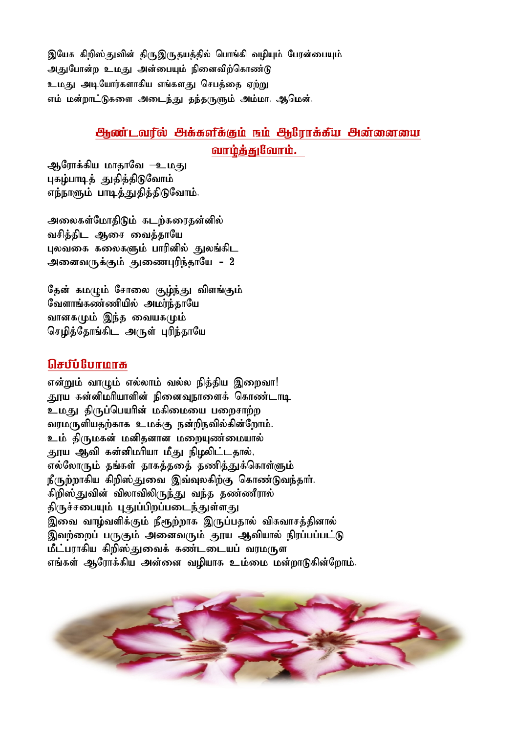இயேசு கிறிஸ்துவின் திருஇருதயத்தில் பொங்கி வழியும் பேரன்பையும்
அதுபோன்ற உமது அன்பையும் நினைவிற்கொண்டு
உமது அடியோர்களாகிய எங்களது செபத்தை ஏற்று
எம் மன்றாட்டுகளை அடைந்து தந்தருளும் அம்மா. ஆமென்.

## ஆண்டவரில் அக்களிக்கும் நம் ஆரோக்கிய அன்னையை வாழ்த்துவோம்.

ஆரோக்கிய மாதாவே –உமது
புகழ்பாடித் துதித்திடுவோம்
எந்நாளும் பாடித்துதித்திடுவோம்.

அலைகள்மோதிடும் கடற்கரைதன்னில்
வசித்திட ஆசை வைத்தாயே
புலவகை கலைகளும் பாரினில் துலங்கிட
அனைவருக்கும் துணைபுரிந்தாயே - 2

தேன் கமழும் சோலை சூழ்ந்து விளங்கும்
வேளாங்கண்ணியில் அமர்ந்தாயே
வானகமும் இந்த வையகமும்
செழித்தோங்கிட அருள் புரிந்தாயே

## செபிப்போமாக

என்றும் வாழும் எல்லாம் வல்ல நித்திய இறைவா!
தூய கன்னிமரியாளின் நினைவுநாளைக் கொண்டாடி
உமது திருப்பெயரின் மகிமையை பறைசாற்ற
வரமருளியதற்காக உமக்கு நன்றிநவில்கின்றோம்.
உம் திருமகன் மனிதனான மறையுண்மையால்
தூய ஆவி கன்னிமரியா மீது நிழலிட்டதால்,
எல்லோரும் தங்கள் தாகத்தைத் தணித்துக்கொள்ளும்
நீரூற்றாகிய கிறிஸ்துவை இவ்வுலகிற்கு கொண்டுவந்தார்.
கிறிஸ்துவின் விலாவிலிருந்து வந்த தண்ணீரால்
திருச்சபையும் புதுப்பிறப்படைந்துள்ளது
இவை வாழ்வளிக்கும் நீரூற்றாக இருப்பதால் விசுவாசத்தினால்
இவற்றைப் பருகும் அனைவரும் தூய ஆவியால் நிரப்பப்பட்டு
மீட்பராகிய கிறிஸ்துவைக் கண்டடையப் வரமருள
எங்கள் ஆரோக்கிய அன்னை வழியாக உம்மை மன்றாடுகின்றோம்.